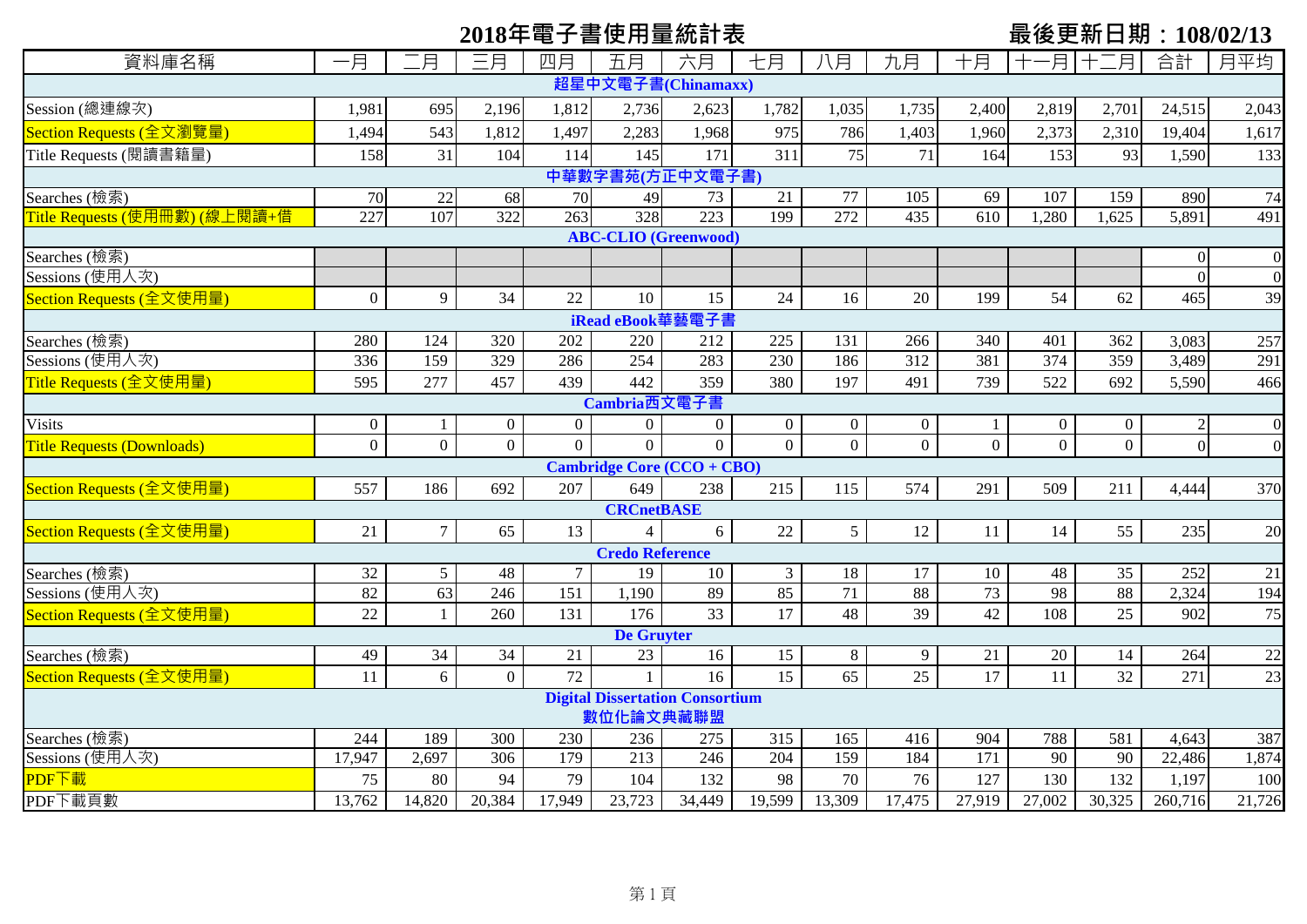# 2018年電子書使用量統計表

**最後更新日期：108/02/13**

| 資料庫名稱 | 一月 | 二月 | 三月 | 四月 | 五月 | 六月 | 七月 | 八月 | 九月 | 十月 | 十一月 | 十二月 | 合計 | 月平均 |
|---|---|---|---|---|---|---|---|---|---|---|---|---|---|---|
| **超星中文電子書(Chinamaxx)** | | | | | | | | | | | | | | |
| Session (總連線次) | 1,981 | 695 | 2,196 | 1,812 | 2,736 | 2,623 | 1,782 | 1,035 | 1,735 | 2,400 | 2,819 | 2,701 | 24,515 | 2,043 |
| Section Requests (全文瀏覽量) | 1,494 | 543 | 1,812 | 1,497 | 2,283 | 1,968 | 975 | 786 | 1,403 | 1,960 | 2,373 | 2,310 | 19,404 | 1,617 |
| Title Requests (閱讀書籍量) | 158 | 31 | 104 | 114 | 145 | 171 | 311 | 75 | 71 | 164 | 153 | 93 | 1,590 | 133 |
| **中華數字書苑(方正中文電子書)** | | | | | | | | | | | | | | |
| Searches (檢索) | 70 | 22 | 68 | 70 | 49 | 73 | 21 | 77 | 105 | 69 | 107 | 159 | 890 | 74 |
| Title Requests (使用冊數) (線上閱讀+借 | 227 | 107 | 322 | 263 | 328 | 223 | 199 | 272 | 435 | 610 | 1,280 | 1,625 | 5,891 | 491 |
| **ABC-CLIO (Greenwood)** | | | | | | | | | | | | | | |
| Searches (檢索) | | | | | | | | | | | | | 0 | 0 |
| Sessions (使用人次) | | | | | | | | | | | | | 0 | 0 |
| Section Requests (全文使用量) | 0 | 9 | 34 | 22 | 10 | 15 | 24 | 16 | 20 | 199 | 54 | 62 | 465 | 39 |
| **iRead eBook華藝電子書** | | | | | | | | | | | | | | |
| Searches (檢索) | 280 | 124 | 320 | 202 | 220 | 212 | 225 | 131 | 266 | 340 | 401 | 362 | 3,083 | 257 |
| Sessions (使用人次) | 336 | 159 | 329 | 286 | 254 | 283 | 230 | 186 | 312 | 381 | 374 | 359 | 3,489 | 291 |
| Title Requests (全文使用量) | 595 | 277 | 457 | 439 | 442 | 359 | 380 | 197 | 491 | 739 | 522 | 692 | 5,590 | 466 |
| **Cambria西文電子書** | | | | | | | | | | | | | | |
| Visits | 0 | 1 | 0 | 0 | 0 | 0 | 0 | 0 | 0 | 1 | 0 | 0 | 2 | 0 |
| Title Requests (Downloads) | 0 | 0 | 0 | 0 | 0 | 0 | 0 | 0 | 0 | 0 | 0 | 0 | 0 | 0 |
| **Cambridge Core (CCO + CBO)** | | | | | | | | | | | | | | |
| Section Requests (全文使用量) | 557 | 186 | 692 | 207 | 649 | 238 | 215 | 115 | 574 | 291 | 509 | 211 | 4,444 | 370 |
| **CRCnetBASE** | | | | | | | | | | | | | | |
| Section Requests (全文使用量) | 21 | 7 | 65 | 13 | 4 | 6 | 22 | 5 | 12 | 11 | 14 | 55 | 235 | 20 |
| **Credo Reference** | | | | | | | | | | | | | | |
| Searches (檢索) | 32 | 5 | 48 | 7 | 19 | 10 | 3 | 18 | 17 | 10 | 48 | 35 | 252 | 21 |
| Sessions (使用人次) | 82 | 63 | 246 | 151 | 1,190 | 89 | 85 | 71 | 88 | 73 | 98 | 88 | 2,324 | 194 |
| Section Requests (全文使用量) | 22 | 1 | 260 | 131 | 176 | 33 | 17 | 48 | 39 | 42 | 108 | 25 | 902 | 75 |
| **De Gruyter** | | | | | | | | | | | | | | |
| Searches (檢索) | 49 | 34 | 34 | 21 | 23 | 16 | 15 | 8 | 9 | 21 | 20 | 14 | 264 | 22 |
| Section Requests (全文使用量) | 11 | 6 | 0 | 72 | 1 | 16 | 15 | 65 | 25 | 17 | 11 | 32 | 271 | 23 |
| **Digital Dissertation Consortium 數位化論文典藏聯盟** | | | | | | | | | | | | | | |
| Searches (檢索) | 244 | 189 | 300 | 230 | 236 | 275 | 315 | 165 | 416 | 904 | 788 | 581 | 4,643 | 387 |
| Sessions (使用人次) | 17,947 | 2,697 | 306 | 179 | 213 | 246 | 204 | 159 | 184 | 171 | 90 | 90 | 22,486 | 1,874 |
| PDF下載 | 75 | 80 | 94 | 79 | 104 | 132 | 98 | 70 | 76 | 127 | 130 | 132 | 1,197 | 100 |
| PDF下載頁數 | 13,762 | 14,820 | 20,384 | 17,949 | 23,723 | 34,449 | 19,599 | 13,309 | 17,475 | 27,919 | 27,002 | 30,325 | 260,716 | 21,726 |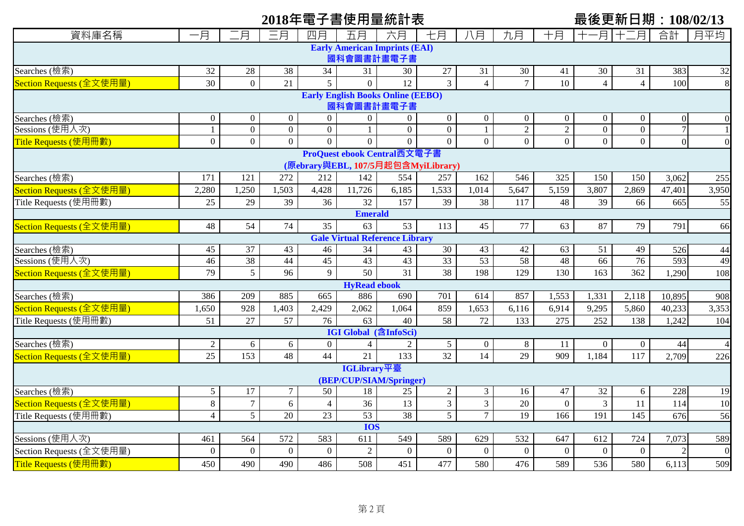# 2018年電子書使用量統計表

**最後更新日期：108/02/13**

| 資料庫名稱 | 一月 | 二月 | 三月 | 四月 | 五月 | 六月 | 七月 | 八月 | 九月 | 十月 | 十一月 | 十二月 | 合計 | 月平均 |
|---|---|---|---|---|---|---|---|---|---|---|---|---|---|---|
| **Early American Imprints (EAI) 國科會圖書計畫電子書** | | | | | | | | | | | | | | |
| Searches (檢索) | 32 | 28 | 38 | 34 | 31 | 30 | 27 | 31 | 30 | 41 | 30 | 31 | 383 | 32 |
| Section Requests (全文使用量) | 30 | 0 | 21 | 5 | 0 | 12 | 3 | 4 | 7 | 10 | 4 | 4 | 100 | 8 |
| **Early English Books Online (EEBO) 國科會圖書計畫電子書** | | | | | | | | | | | | | | |
| Searches (檢索) | 0 | 0 | 0 | 0 | 0 | 0 | 0 | 0 | 0 | 0 | 0 | 0 | 0 | 0 |
| Sessions (使用人次) | 1 | 0 | 0 | 0 | 1 | 0 | 0 | 1 | 2 | 2 | 0 | 0 | 7 | 1 |
| Title Requests (使用冊數) | 0 | 0 | 0 | 0 | 0 | 0 | 0 | 0 | 0 | 0 | 0 | 0 | 0 | 0 |
| **ProQuest ebook Central西文電子書 (原ebrary與EBL, 107/5月起包含MyiLibrary)** | | | | | | | | | | | | | | |
| Searches (檢索) | 171 | 121 | 272 | 212 | 142 | 554 | 257 | 162 | 546 | 325 | 150 | 150 | 3,062 | 255 |
| Section Requests (全文使用量) | 2,280 | 1,250 | 1,503 | 4,428 | 11,726 | 6,185 | 1,533 | 1,014 | 5,647 | 5,159 | 3,807 | 2,869 | 47,401 | 3,950 |
| Title Requests (使用冊數) | 25 | 29 | 39 | 36 | 32 | 157 | 39 | 38 | 117 | 48 | 39 | 66 | 665 | 55 |
| **Emerald** | | | | | | | | | | | | | | |
| Section Requests (全文使用量) | 48 | 54 | 74 | 35 | 63 | 53 | 113 | 45 | 77 | 63 | 87 | 79 | 791 | 66 |
| **Gale Virtual Reference Library** | | | | | | | | | | | | | | |
| Searches (檢索) | 45 | 37 | 43 | 46 | 34 | 43 | 30 | 43 | 42 | 63 | 51 | 49 | 526 | 44 |
| Sessions (使用人次) | 46 | 38 | 44 | 45 | 43 | 43 | 33 | 53 | 58 | 48 | 66 | 76 | 593 | 49 |
| Section Requests (全文使用量) | 79 | 5 | 96 | 9 | 50 | 31 | 38 | 198 | 129 | 130 | 163 | 362 | 1,290 | 108 |
| **HyRead ebook** | | | | | | | | | | | | | | |
| Searches (檢索) | 386 | 209 | 885 | 665 | 886 | 690 | 701 | 614 | 857 | 1,553 | 1,331 | 2,118 | 10,895 | 908 |
| Section Requests (全文使用量) | 1,650 | 928 | 1,403 | 2,429 | 2,062 | 1,064 | 859 | 1,653 | 6,116 | 6,914 | 9,295 | 5,860 | 40,233 | 3,353 |
| Title Requests (使用冊數) | 51 | 27 | 57 | 76 | 63 | 40 | 58 | 72 | 133 | 275 | 252 | 138 | 1,242 | 104 |
| **IGI Global (含InfoSci)** | | | | | | | | | | | | | | |
| Searches (檢索) | 2 | 6 | 6 | 0 | 4 | 2 | 5 | 0 | 8 | 11 | 0 | 0 | 44 | 4 |
| Section Requests (全文使用量) | 25 | 153 | 48 | 44 | 21 | 133 | 32 | 14 | 29 | 909 | 1,184 | 117 | 2,709 | 226 |
| **IGLibrary平臺 (BEP/CUP/SIAM/Springer)** | | | | | | | | | | | | | | |
| Searches (檢索) | 5 | 17 | 7 | 50 | 18 | 25 | 2 | 3 | 16 | 47 | 32 | 6 | 228 | 19 |
| Section Requests (全文使用量) | 8 | 7 | 6 | 4 | 36 | 13 | 3 | 3 | 20 | 0 | 3 | 11 | 114 | 10 |
| Title Requests (使用冊數) | 4 | 5 | 20 | 23 | 53 | 38 | 5 | 7 | 19 | 166 | 191 | 145 | 676 | 56 |
| **IOS** | | | | | | | | | | | | | | |
| Sessions (使用人次) | 461 | 564 | 572 | 583 | 611 | 549 | 589 | 629 | 532 | 647 | 612 | 724 | 7,073 | 589 |
| Section Requests (全文使用量) | 0 | 0 | 0 | 0 | 2 | 0 | 0 | 0 | 0 | 0 | 0 | 0 | 2 | 0 |
| Title Requests (使用冊數) | 450 | 490 | 490 | 486 | 508 | 451 | 477 | 580 | 476 | 589 | 536 | 580 | 6,113 | 509 |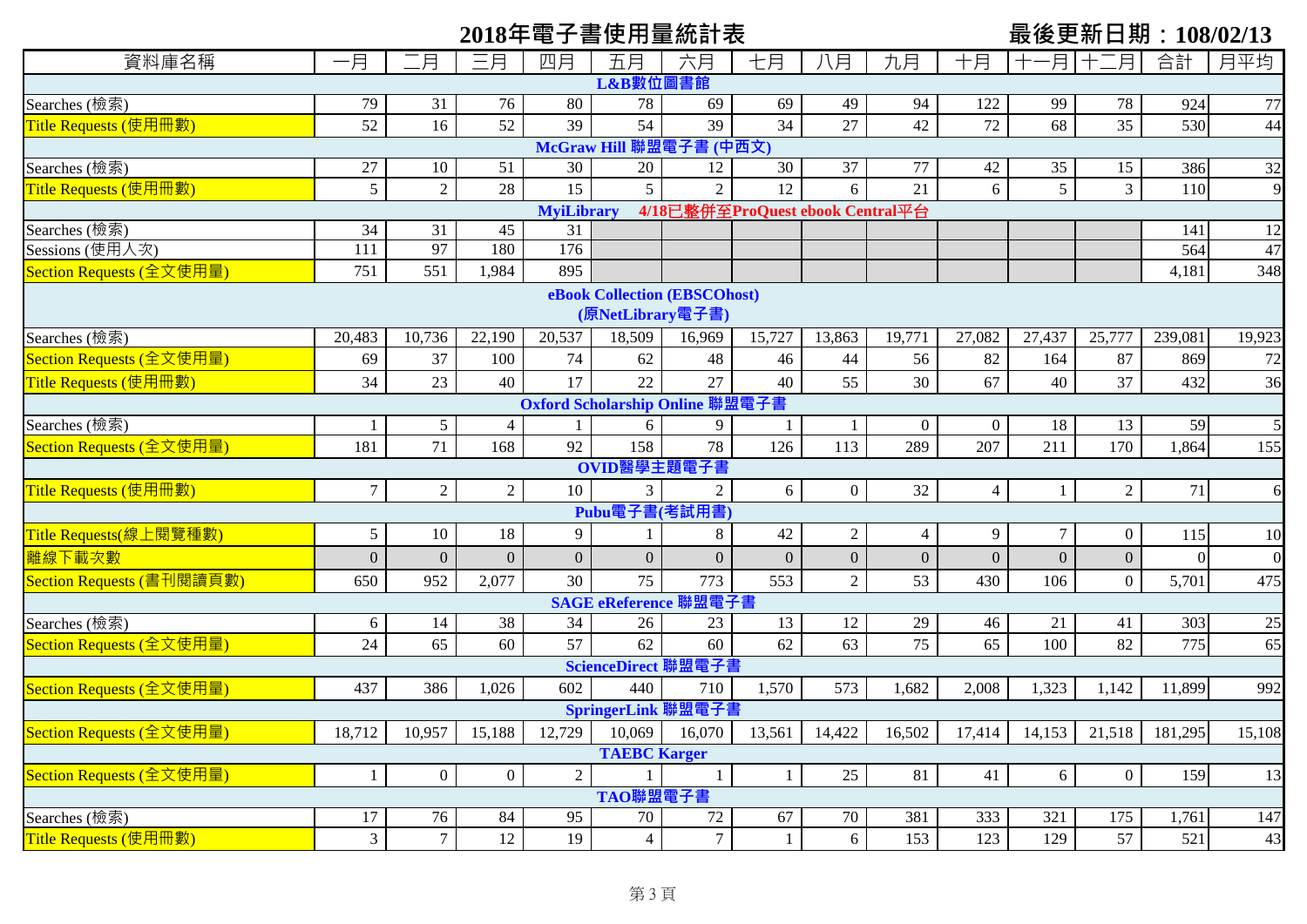# 2018年電子書使用量統計表

最後更新日期：108/02/13

| 資料庫名稱 | 一月 | 二月 | 三月 | 四月 | 五月 | 六月 | 七月 | 八月 | 九月 | 十月 | 十一月 | 十二月 | 合計 | 月平均 |
|---|---|---|---|---|---|---|---|---|---|---|---|---|---|---|
| **L&B數位圖書館** | | | | | | | | | | | | | | |
| Searches (檢索) | 79 | 31 | 76 | 80 | 78 | 69 | 69 | 49 | 94 | 122 | 99 | 78 | 924 | 77 |
| Title Requests (使用冊數) | 52 | 16 | 52 | 39 | 54 | 39 | 34 | 27 | 42 | 72 | 68 | 35 | 530 | 44 |
| **McGraw Hill 聯盟電子書 (中西文)** | | | | | | | | | | | | | | |
| Searches (檢索) | 27 | 10 | 51 | 30 | 20 | 12 | 30 | 37 | 77 | 42 | 35 | 15 | 386 | 32 |
| Title Requests (使用冊數) | 5 | 2 | 28 | 15 | 5 | 2 | 12 | 6 | 21 | 6 | 5 | 3 | 110 | 9 |
| **MyiLibrary 4/18已整併至ProQuest ebook Central平台** | | | | | | | | | | | | | | |
| Searches (檢索) | 34 | 31 | 45 | 31 | | | | | | | | | 141 | 12 |
| Sessions (使用人次) | 111 | 97 | 180 | 176 | | | | | | | | | 564 | 47 |
| Section Requests (全文使用量) | 751 | 551 | 1,984 | 895 | | | | | | | | | 4,181 | 348 |
| **eBook Collection (EBSCOhost) (原NetLibrary電子書)** | | | | | | | | | | | | | | |
| Searches (檢索) | 20,483 | 10,736 | 22,190 | 20,537 | 18,509 | 16,969 | 15,727 | 13,863 | 19,771 | 27,082 | 27,437 | 25,777 | 239,081 | 19,923 |
| Section Requests (全文使用量) | 69 | 37 | 100 | 74 | 62 | 48 | 46 | 44 | 56 | 82 | 164 | 87 | 869 | 72 |
| Title Requests (使用冊數) | 34 | 23 | 40 | 17 | 22 | 27 | 40 | 55 | 30 | 67 | 40 | 37 | 432 | 36 |
| **Oxford Scholarship Online 聯盟電子書** | | | | | | | | | | | | | | |
| Searches (檢索) | 1 | 5 | 4 | 1 | 6 | 9 | 1 | 1 | 0 | 0 | 18 | 13 | 59 | 5 |
| Section Requests (全文使用量) | 181 | 71 | 168 | 92 | 158 | 78 | 126 | 113 | 289 | 207 | 211 | 170 | 1,864 | 155 |
| **OVID醫學主題電子書** | | | | | | | | | | | | | | |
| Title Requests (使用冊數) | 7 | 2 | 2 | 10 | 3 | 2 | 6 | 0 | 32 | 4 | 1 | 2 | 71 | 6 |
| **Pubu電子書(考試用書)** | | | | | | | | | | | | | | |
| Title Requests(線上閱覽種數) | 5 | 10 | 18 | 9 | 1 | 8 | 42 | 2 | 4 | 9 | 7 | 0 | 115 | 10 |
| 離線下載次數 | 0 | 0 | 0 | 0 | 0 | 0 | 0 | 0 | 0 | 0 | 0 | 0 | 0 | 0 |
| Section Requests (書刊閱讀頁數) | 650 | 952 | 2,077 | 30 | 75 | 773 | 553 | 2 | 53 | 430 | 106 | 0 | 5,701 | 475 |
| **SAGE eReference 聯盟電子書** | | | | | | | | | | | | | | |
| Searches (檢索) | 6 | 14 | 38 | 34 | 26 | 23 | 13 | 12 | 29 | 46 | 21 | 41 | 303 | 25 |
| Section Requests (全文使用量) | 24 | 65 | 60 | 57 | 62 | 60 | 62 | 63 | 75 | 65 | 100 | 82 | 775 | 65 |
| **ScienceDirect 聯盟電子書** | | | | | | | | | | | | | | |
| Section Requests (全文使用量) | 437 | 386 | 1,026 | 602 | 440 | 710 | 1,570 | 573 | 1,682 | 2,008 | 1,323 | 1,142 | 11,899 | 992 |
| **SpringerLink 聯盟電子書** | | | | | | | | | | | | | | |
| Section Requests (全文使用量) | 18,712 | 10,957 | 15,188 | 12,729 | 10,069 | 16,070 | 13,561 | 14,422 | 16,502 | 17,414 | 14,153 | 21,518 | 181,295 | 15,108 |
| **TAEBC Karger** | | | | | | | | | | | | | | |
| Section Requests (全文使用量) | 1 | 0 | 0 | 2 | 1 | 1 | 1 | 25 | 81 | 41 | 6 | 0 | 159 | 13 |
| **TAO聯盟電子書** | | | | | | | | | | | | | | |
| Searches (檢索) | 17 | 76 | 84 | 95 | 70 | 72 | 67 | 70 | 381 | 333 | 321 | 175 | 1,761 | 147 |
| Title Requests (使用冊數) | 3 | 7 | 12 | 19 | 4 | 7 | 1 | 6 | 153 | 123 | 129 | 57 | 521 | 43 |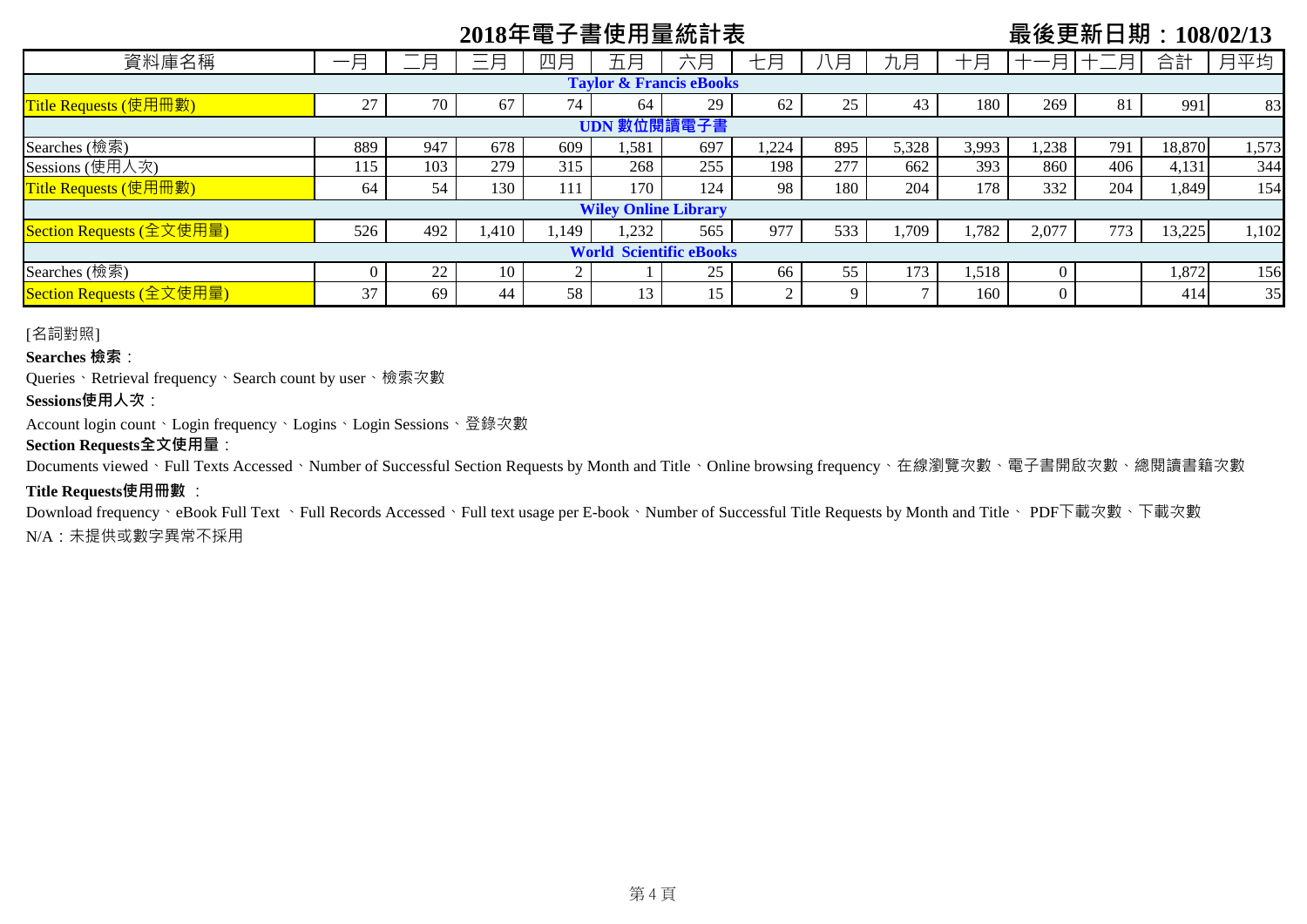# 2018年電子書使用量統計表

**最後更新日期：108/02/13**

| 資料庫名稱 | 一月 | 二月 | 三月 | 四月 | 五月 | 六月 | 七月 | 八月 | 九月 | 十月 | 十一月 | 十二月 | 合計 | 月平均 |
|---|---|---|---|---|---|---|---|---|---|---|---|---|---|---|
| **Taylor & Francis eBooks** | | | | | | | | | | | | | | |
| Title Requests (使用冊數) | 27 | 70 | 67 | 74 | 64 | 29 | 62 | 25 | 43 | 180 | 269 | 81 | 991 | 83 |
| **UDN 數位閱讀電子書** | | | | | | | | | | | | | | |
| Searches (檢索) | 889 | 947 | 678 | 609 | 1,581 | 697 | 1,224 | 895 | 5,328 | 3,993 | 1,238 | 791 | 18,870 | 1,573 |
| Sessions (使用人次) | 115 | 103 | 279 | 315 | 268 | 255 | 198 | 277 | 662 | 393 | 860 | 406 | 4,131 | 344 |
| Title Requests (使用冊數) | 64 | 54 | 130 | 111 | 170 | 124 | 98 | 180 | 204 | 178 | 332 | 204 | 1,849 | 154 |
| **Wiley Online Library** | | | | | | | | | | | | | | |
| Section Requests (全文使用量) | 526 | 492 | 1,410 | 1,149 | 1,232 | 565 | 977 | 533 | 1,709 | 1,782 | 2,077 | 773 | 13,225 | 1,102 |
| **World Scientific eBooks** | | | | | | | | | | | | | | |
| Searches (檢索) | 0 | 22 | 10 | 2 | 1 | 25 | 66 | 55 | 173 | 1,518 | 0 | | 1,872 | 156 |
| Section Requests (全文使用量) | 37 | 69 | 44 | 58 | 13 | 15 | 2 | 9 | 7 | 160 | 0 | | 414 | 35 |

[名詞對照]

**Searches 檢索**：

Queries、Retrieval frequency、Search count by user、檢索次數

**Sessions使用人次**：

Account login count、Login frequency、Logins、Login Sessions、登錄次數

**Section Requests全文使用量**：

Documents viewed、Full Texts Accessed、Number of Successful Section Requests by Month and Title、Online browsing frequency、在線瀏覽次數、電子書開啟次數、總閱讀書籍次數

**Title Requests使用冊數** ：

Download frequency、eBook Full Text 、Full Records Accessed、Full text usage per E-book、Number of Successful Title Requests by Month and Title、 PDF下載次數、下載次數

N/A：未提供或數字異常不採用